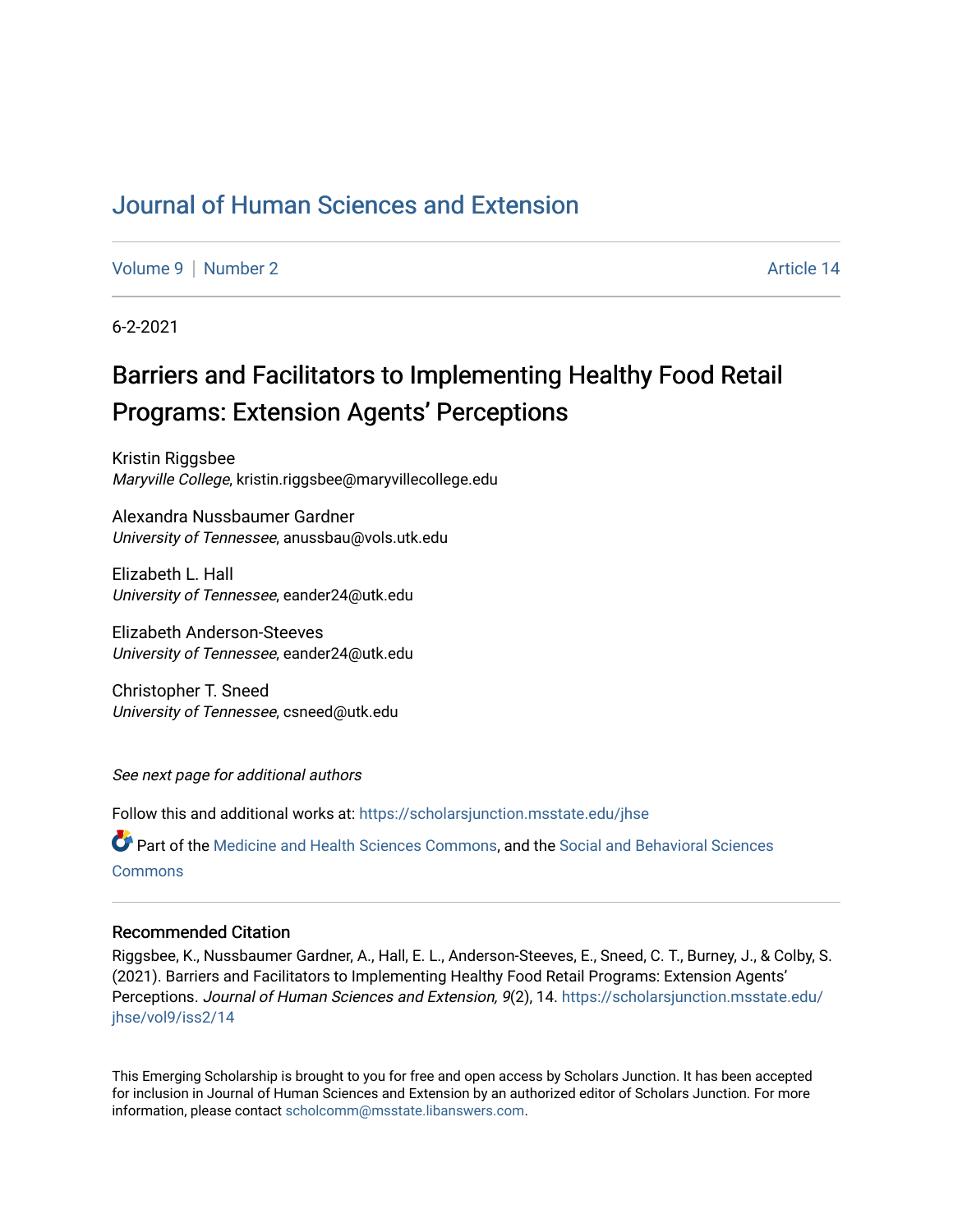# Journal of Human Sciences and Extension

Volume 9 | Number 2 | Article 14

6-2-2021

## Barriers and Facilitators to Implementing Healthy Food Retail Programs: Extension Agents' Perceptions

Kristin Riggsbee
*Maryville College*, kristin.riggsbee@maryvillecollege.edu

Alexandra Nussbaumer Gardner
*University of Tennessee*, anussbau@vols.utk.edu

Elizabeth L. Hall
*University of Tennessee*, eander24@utk.edu

Elizabeth Anderson-Steeves
*University of Tennessee*, eander24@utk.edu

Christopher T. Sneed
*University of Tennessee*, csneed@utk.edu

*See next page for additional authors*

Follow this and additional works at: https://scholarsjunction.msstate.edu/jhse

Part of the Medicine and Health Sciences Commons, and the Social and Behavioral Sciences Commons

### Recommended Citation

Riggsbee, K., Nussbaumer Gardner, A., Hall, E. L., Anderson-Steeves, E., Sneed, C. T., Burney, J., & Colby, S. (2021). Barriers and Facilitators to Implementing Healthy Food Retail Programs: Extension Agents' Perceptions. *Journal of Human Sciences and Extension, 9*(2), 14. https://scholarsjunction.msstate.edu/jhse/vol9/iss2/14

This Emerging Scholarship is brought to you for free and open access by Scholars Junction. It has been accepted for inclusion in Journal of Human Sciences and Extension by an authorized editor of Scholars Junction. For more information, please contact scholcomm@msstate.libanswers.com.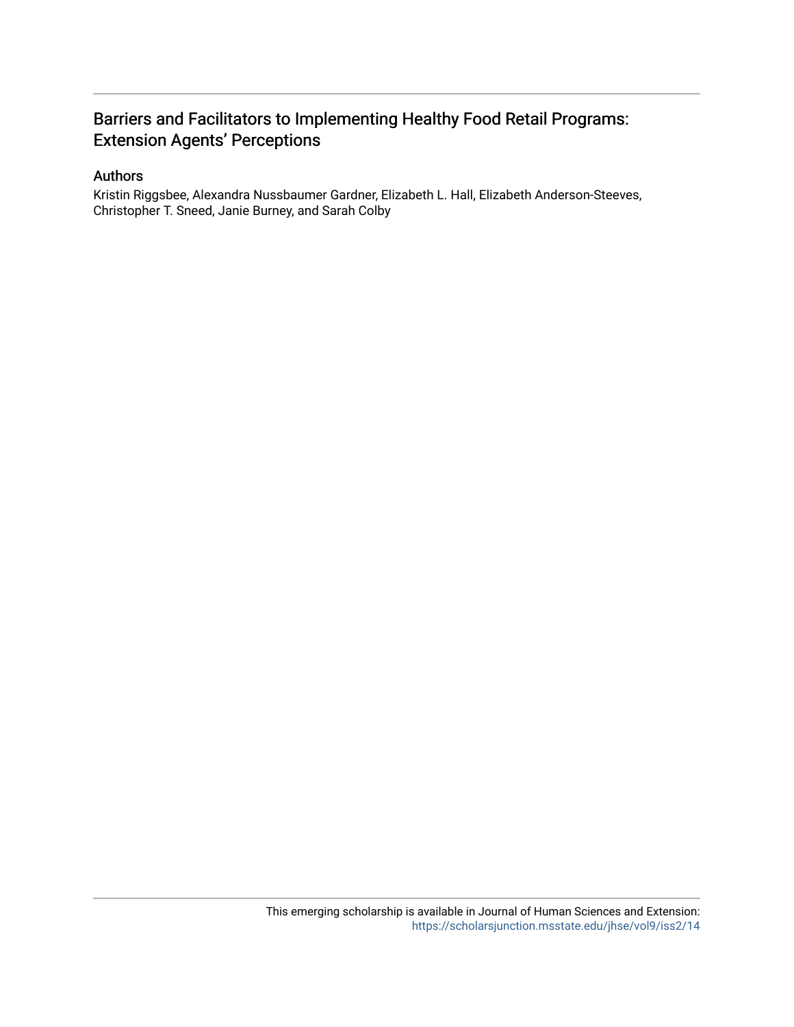# Barriers and Facilitators to Implementing Healthy Food Retail Programs: Extension Agents' Perceptions

## Authors

Kristin Riggsbee, Alexandra Nussbaumer Gardner, Elizabeth L. Hall, Elizabeth Anderson-Steeves, Christopher T. Sneed, Janie Burney, and Sarah Colby

This emerging scholarship is available in Journal of Human Sciences and Extension: https://scholarsjunction.msstate.edu/jhse/vol9/iss2/14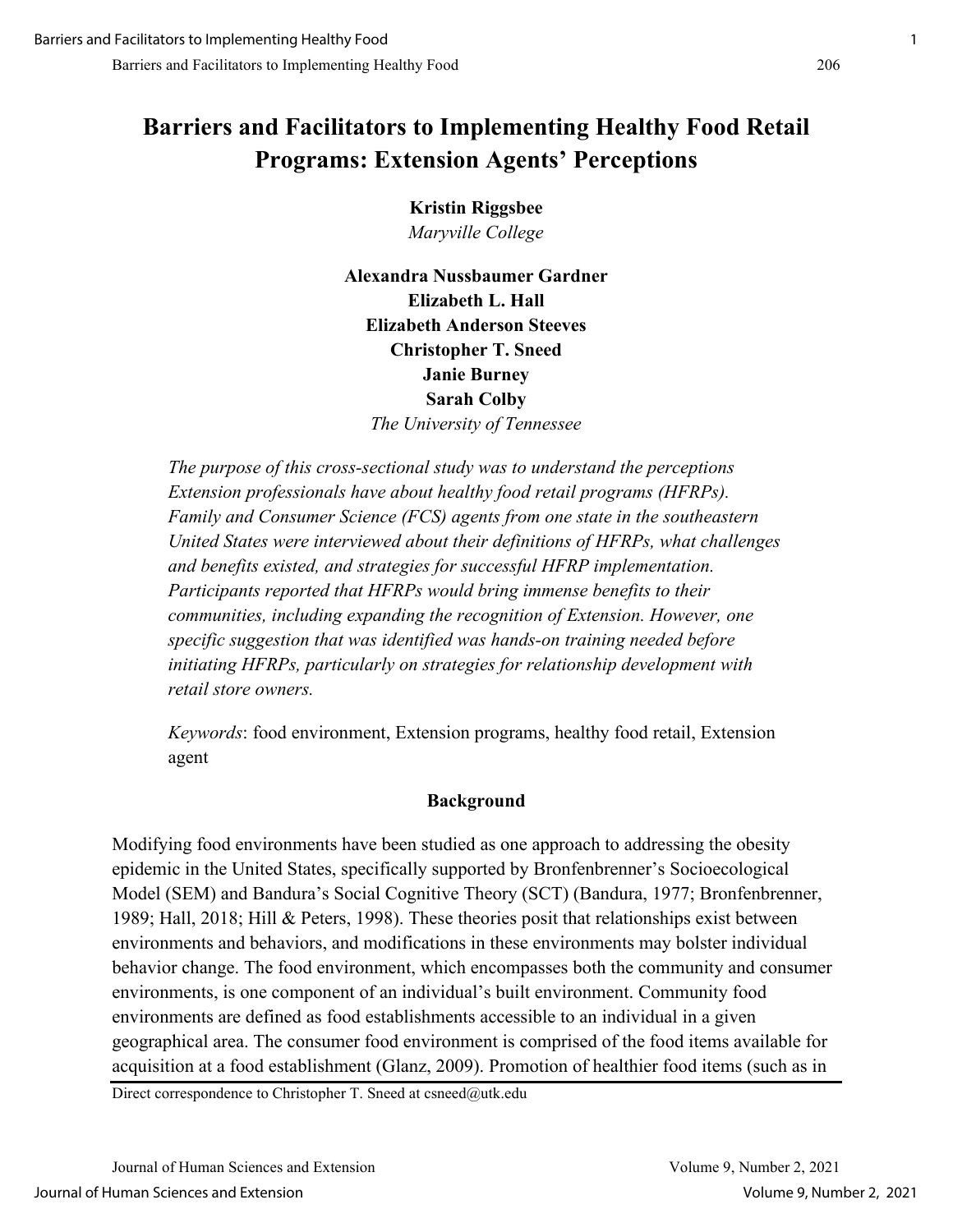# Barriers and Facilitators to Implementing Healthy Food Retail Programs: Extension Agents' Perceptions

**Kristin Riggsbee**
*Maryville College*

**Alexandra Nussbaumer Gardner**
**Elizabeth L. Hall**
**Elizabeth Anderson Steeves**
**Christopher T. Sneed**
**Janie Burney**
**Sarah Colby**
*The University of Tennessee*

*The purpose of this cross-sectional study was to understand the perceptions Extension professionals have about healthy food retail programs (HFRPs). Family and Consumer Science (FCS) agents from one state in the southeastern United States were interviewed about their definitions of HFRPs, what challenges and benefits existed, and strategies for successful HFRP implementation. Participants reported that HFRPs would bring immense benefits to their communities, including expanding the recognition of Extension. However, one specific suggestion that was identified was hands-on training needed before initiating HFRPs, particularly on strategies for relationship development with retail store owners.*

*Keywords*: food environment, Extension programs, healthy food retail, Extension agent

## Background

Modifying food environments have been studied as one approach to addressing the obesity epidemic in the United States, specifically supported by Bronfenbrenner's Socioecological Model (SEM) and Bandura's Social Cognitive Theory (SCT) (Bandura, 1977; Bronfenbrenner, 1989; Hall, 2018; Hill & Peters, 1998). These theories posit that relationships exist between environments and behaviors, and modifications in these environments may bolster individual behavior change. The food environment, which encompasses both the community and consumer environments, is one component of an individual's built environment. Community food environments are defined as food establishments accessible to an individual in a given geographical area. The consumer food environment is comprised of the food items available for acquisition at a food establishment (Glanz, 2009). Promotion of healthier food items (such as in

Direct correspondence to Christopher T. Sneed at csneed@utk.edu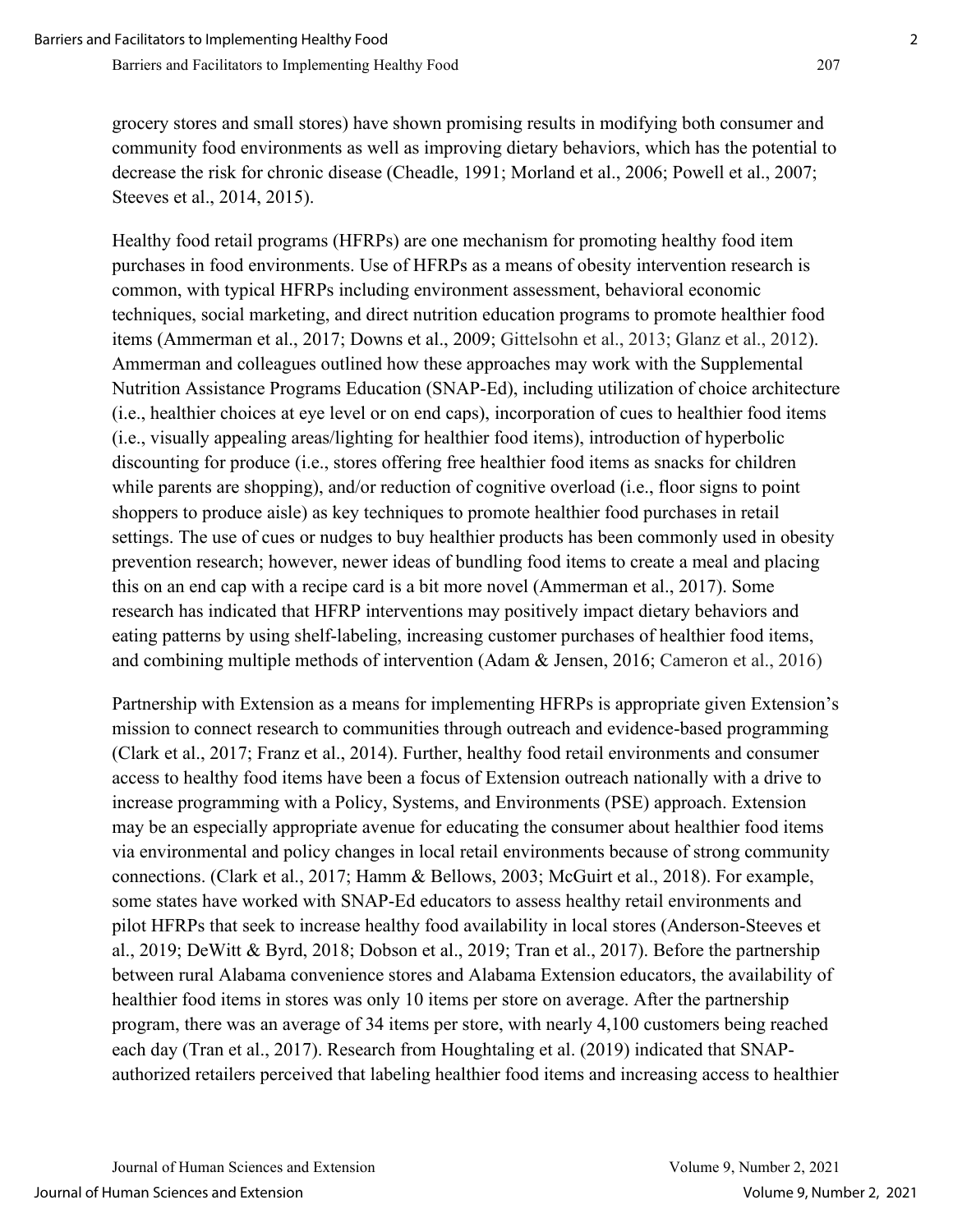grocery stores and small stores) have shown promising results in modifying both consumer and community food environments as well as improving dietary behaviors, which has the potential to decrease the risk for chronic disease (Cheadle, 1991; Morland et al., 2006; Powell et al., 2007; Steeves et al., 2014, 2015).

Healthy food retail programs (HFRPs) are one mechanism for promoting healthy food item purchases in food environments. Use of HFRPs as a means of obesity intervention research is common, with typical HFRPs including environment assessment, behavioral economic techniques, social marketing, and direct nutrition education programs to promote healthier food items (Ammerman et al., 2017; Downs et al., 2009; Gittelsohn et al., 2013; Glanz et al., 2012). Ammerman and colleagues outlined how these approaches may work with the Supplemental Nutrition Assistance Programs Education (SNAP-Ed), including utilization of choice architecture (i.e., healthier choices at eye level or on end caps), incorporation of cues to healthier food items (i.e., visually appealing areas/lighting for healthier food items), introduction of hyperbolic discounting for produce (i.e., stores offering free healthier food items as snacks for children while parents are shopping), and/or reduction of cognitive overload (i.e., floor signs to point shoppers to produce aisle) as key techniques to promote healthier food purchases in retail settings. The use of cues or nudges to buy healthier products has been commonly used in obesity prevention research; however, newer ideas of bundling food items to create a meal and placing this on an end cap with a recipe card is a bit more novel (Ammerman et al., 2017). Some research has indicated that HFRP interventions may positively impact dietary behaviors and eating patterns by using shelf-labeling, increasing customer purchases of healthier food items, and combining multiple methods of intervention (Adam & Jensen, 2016; Cameron et al., 2016)

Partnership with Extension as a means for implementing HFRPs is appropriate given Extension's mission to connect research to communities through outreach and evidence-based programming (Clark et al., 2017; Franz et al., 2014). Further, healthy food retail environments and consumer access to healthy food items have been a focus of Extension outreach nationally with a drive to increase programming with a Policy, Systems, and Environments (PSE) approach. Extension may be an especially appropriate avenue for educating the consumer about healthier food items via environmental and policy changes in local retail environments because of strong community connections. (Clark et al., 2017; Hamm & Bellows, 2003; McGuirt et al., 2018). For example, some states have worked with SNAP-Ed educators to assess healthy retail environments and pilot HFRPs that seek to increase healthy food availability in local stores (Anderson-Steeves et al., 2019; DeWitt & Byrd, 2018; Dobson et al., 2019; Tran et al., 2017). Before the partnership between rural Alabama convenience stores and Alabama Extension educators, the availability of healthier food items in stores was only 10 items per store on average. After the partnership program, there was an average of 34 items per store, with nearly 4,100 customers being reached each day (Tran et al., 2017). Research from Houghtaling et al. (2019) indicated that SNAP-authorized retailers perceived that labeling healthier food items and increasing access to healthier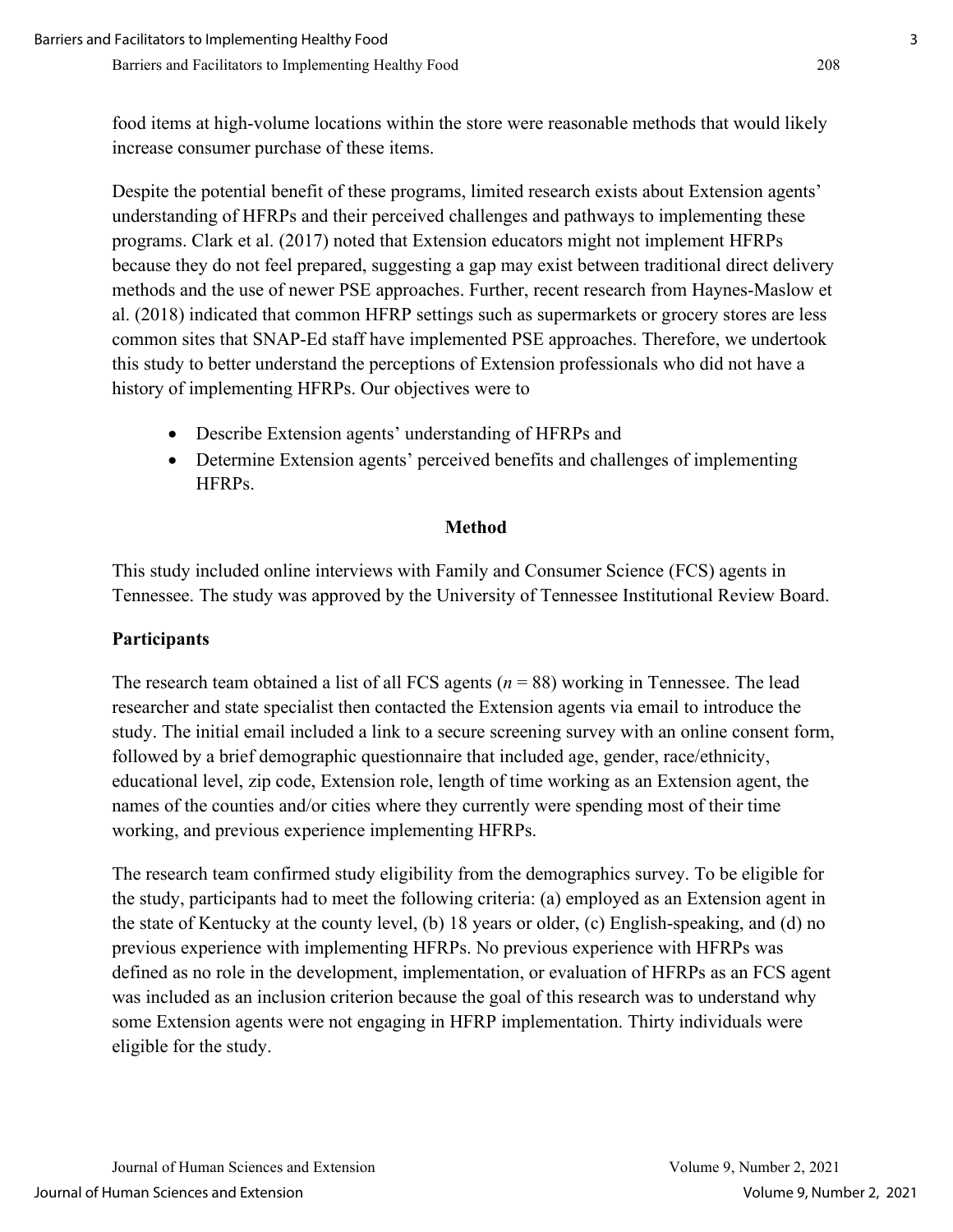food items at high-volume locations within the store were reasonable methods that would likely increase consumer purchase of these items.

Despite the potential benefit of these programs, limited research exists about Extension agents' understanding of HFRPs and their perceived challenges and pathways to implementing these programs. Clark et al. (2017) noted that Extension educators might not implement HFRPs because they do not feel prepared, suggesting a gap may exist between traditional direct delivery methods and the use of newer PSE approaches. Further, recent research from Haynes-Maslow et al. (2018) indicated that common HFRP settings such as supermarkets or grocery stores are less common sites that SNAP-Ed staff have implemented PSE approaches. Therefore, we undertook this study to better understand the perceptions of Extension professionals who did not have a history of implementing HFRPs. Our objectives were to

- Describe Extension agents' understanding of HFRPs and
- Determine Extension agents' perceived benefits and challenges of implementing HFRPs.

## Method

This study included online interviews with Family and Consumer Science (FCS) agents in Tennessee. The study was approved by the University of Tennessee Institutional Review Board.

### Participants

The research team obtained a list of all FCS agents ($n$ = 88) working in Tennessee. The lead researcher and state specialist then contacted the Extension agents via email to introduce the study. The initial email included a link to a secure screening survey with an online consent form, followed by a brief demographic questionnaire that included age, gender, race/ethnicity, educational level, zip code, Extension role, length of time working as an Extension agent, the names of the counties and/or cities where they currently were spending most of their time working, and previous experience implementing HFRPs.

The research team confirmed study eligibility from the demographics survey. To be eligible for the study, participants had to meet the following criteria: (a) employed as an Extension agent in the state of Kentucky at the county level, (b) 18 years or older, (c) English-speaking, and (d) no previous experience with implementing HFRPs. No previous experience with HFRPs was defined as no role in the development, implementation, or evaluation of HFRPs as an FCS agent was included as an inclusion criterion because the goal of this research was to understand why some Extension agents were not engaging in HFRP implementation. Thirty individuals were eligible for the study.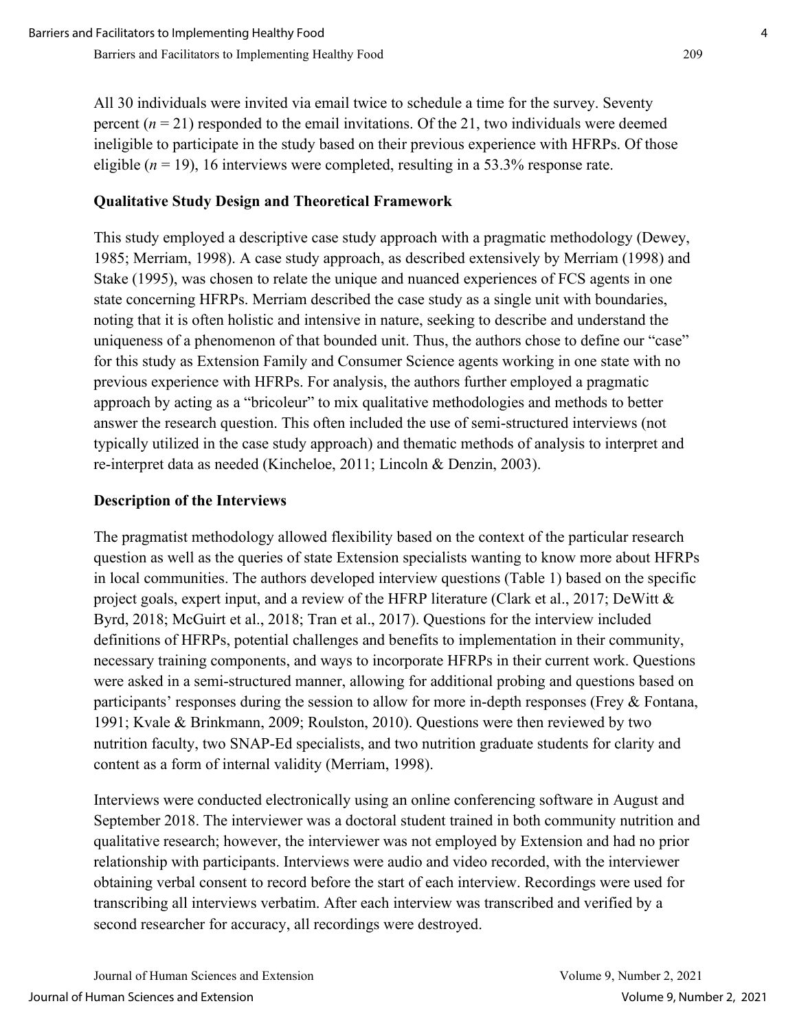All 30 individuals were invited via email twice to schedule a time for the survey. Seventy percent ($n$ = 21) responded to the email invitations. Of the 21, two individuals were deemed ineligible to participate in the study based on their previous experience with HFRPs. Of those eligible ($n$ = 19), 16 interviews were completed, resulting in a 53.3% response rate.

### Qualitative Study Design and Theoretical Framework

This study employed a descriptive case study approach with a pragmatic methodology (Dewey, 1985; Merriam, 1998). A case study approach, as described extensively by Merriam (1998) and Stake (1995), was chosen to relate the unique and nuanced experiences of FCS agents in one state concerning HFRPs. Merriam described the case study as a single unit with boundaries, noting that it is often holistic and intensive in nature, seeking to describe and understand the uniqueness of a phenomenon of that bounded unit. Thus, the authors chose to define our "case" for this study as Extension Family and Consumer Science agents working in one state with no previous experience with HFRPs. For analysis, the authors further employed a pragmatic approach by acting as a "bricoleur" to mix qualitative methodologies and methods to better answer the research question. This often included the use of semi-structured interviews (not typically utilized in the case study approach) and thematic methods of analysis to interpret and re-interpret data as needed (Kincheloe, 2011; Lincoln & Denzin, 2003).

### Description of the Interviews

The pragmatist methodology allowed flexibility based on the context of the particular research question as well as the queries of state Extension specialists wanting to know more about HFRPs in local communities. The authors developed interview questions (Table 1) based on the specific project goals, expert input, and a review of the HFRP literature (Clark et al., 2017; DeWitt & Byrd, 2018; McGuirt et al., 2018; Tran et al., 2017). Questions for the interview included definitions of HFRPs, potential challenges and benefits to implementation in their community, necessary training components, and ways to incorporate HFRPs in their current work. Questions were asked in a semi-structured manner, allowing for additional probing and questions based on participants' responses during the session to allow for more in-depth responses (Frey & Fontana, 1991; Kvale & Brinkmann, 2009; Roulston, 2010). Questions were then reviewed by two nutrition faculty, two SNAP-Ed specialists, and two nutrition graduate students for clarity and content as a form of internal validity (Merriam, 1998).

Interviews were conducted electronically using an online conferencing software in August and September 2018. The interviewer was a doctoral student trained in both community nutrition and qualitative research; however, the interviewer was not employed by Extension and had no prior relationship with participants. Interviews were audio and video recorded, with the interviewer obtaining verbal consent to record before the start of each interview. Recordings were used for transcribing all interviews verbatim. After each interview was transcribed and verified by a second researcher for accuracy, all recordings were destroyed.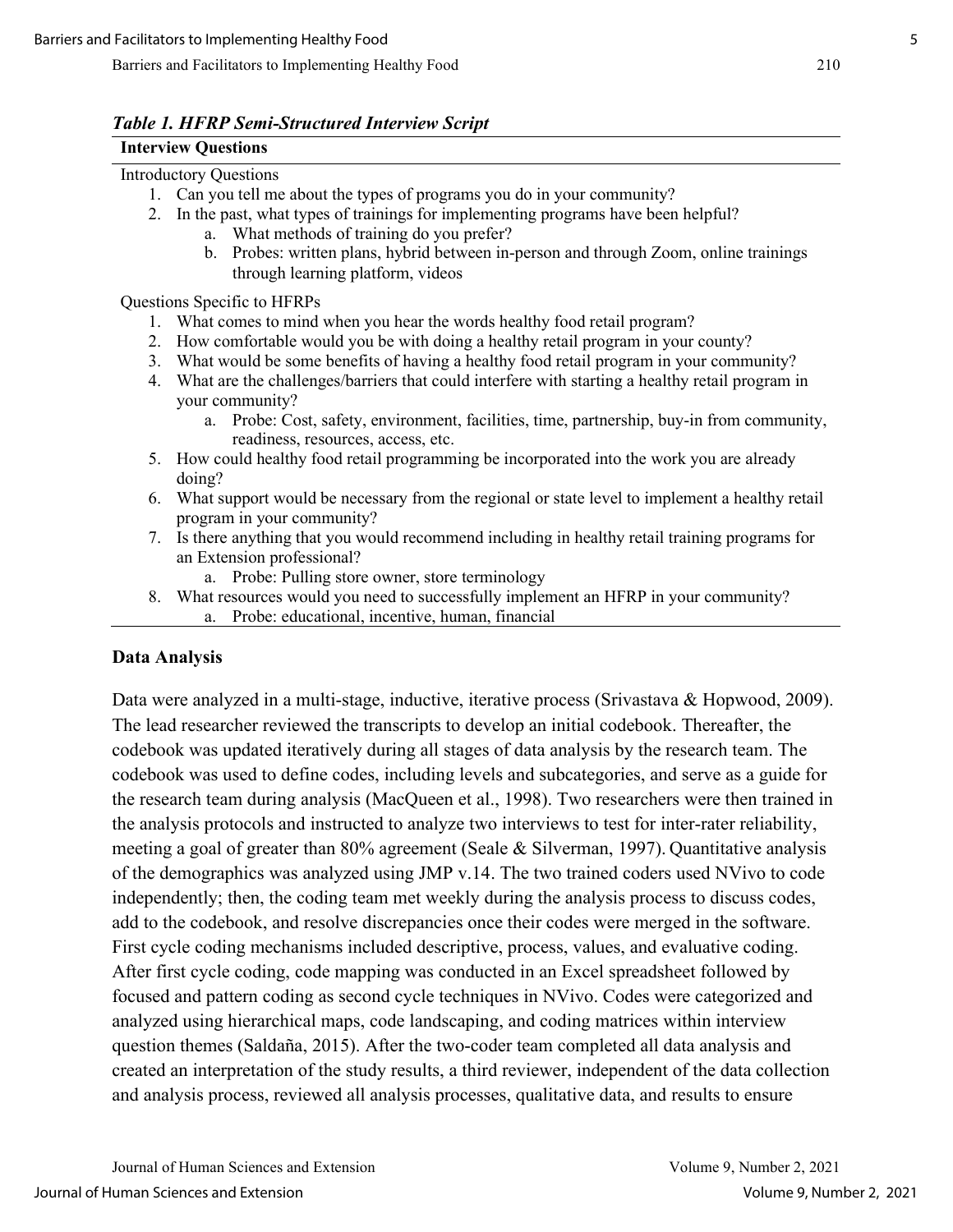***Table 1. HFRP Semi-Structured Interview Script***

| Interview Questions |
|---|
| Introductory Questions<br>1. Can you tell me about the types of programs you do in your community?<br>2. In the past, what types of trainings for implementing programs have been helpful?<br>   a. What methods of training do you prefer?<br>   b. Probes: written plans, hybrid between in-person and through Zoom, online trainings through learning platform, videos |
| Questions Specific to HFRPs<br>1. What comes to mind when you hear the words healthy food retail program?<br>2. How comfortable would you be with doing a healthy retail program in your county?<br>3. What would be some benefits of having a healthy food retail program in your community?<br>4. What are the challenges/barriers that could interfere with starting a healthy retail program in your community?<br>   a. Probe: Cost, safety, environment, facilities, time, partnership, buy-in from community, readiness, resources, access, etc.<br>5. How could healthy food retail programming be incorporated into the work you are already doing?<br>6. What support would be necessary from the regional or state level to implement a healthy retail program in your community?<br>7. Is there anything that you would recommend including in healthy retail training programs for an Extension professional?<br>   a. Probe: Pulling store owner, store terminology<br>8. What resources would you need to successfully implement an HFRP in your community?<br>   a. Probe: educational, incentive, human, financial |

## Data Analysis

Data were analyzed in a multi-stage, inductive, iterative process (Srivastava & Hopwood, 2009). The lead researcher reviewed the transcripts to develop an initial codebook. Thereafter, the codebook was updated iteratively during all stages of data analysis by the research team. The codebook was used to define codes, including levels and subcategories, and serve as a guide for the research team during analysis (MacQueen et al., 1998). Two researchers were then trained in the analysis protocols and instructed to analyze two interviews to test for inter-rater reliability, meeting a goal of greater than 80% agreement (Seale & Silverman, 1997). Quantitative analysis of the demographics was analyzed using JMP v.14. The two trained coders used NVivo to code independently; then, the coding team met weekly during the analysis process to discuss codes, add to the codebook, and resolve discrepancies once their codes were merged in the software. First cycle coding mechanisms included descriptive, process, values, and evaluative coding. After first cycle coding, code mapping was conducted in an Excel spreadsheet followed by focused and pattern coding as second cycle techniques in NVivo. Codes were categorized and analyzed using hierarchical maps, code landscaping, and coding matrices within interview question themes (Saldaña, 2015). After the two-coder team completed all data analysis and created an interpretation of the study results, a third reviewer, independent of the data collection and analysis process, reviewed all analysis processes, qualitative data, and results to ensure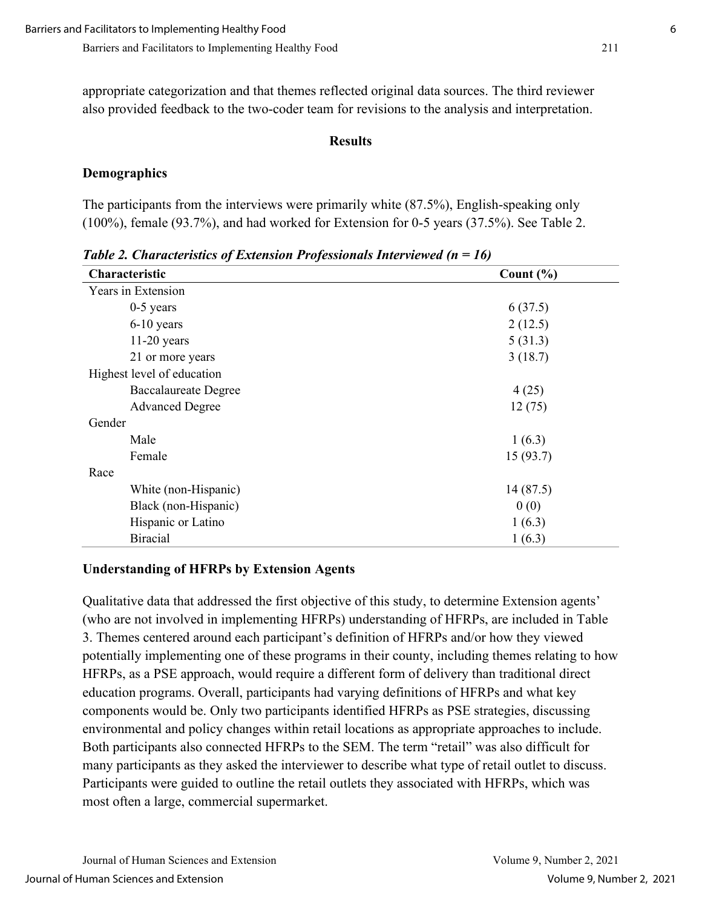appropriate categorization and that themes reflected original data sources. The third reviewer also provided feedback to the two-coder team for revisions to the analysis and interpretation.

## Results

### Demographics

The participants from the interviews were primarily white (87.5%), English-speaking only (100%), female (93.7%), and had worked for Extension for 0-5 years (37.5%). See Table 2.

***Table 2. Characteristics of Extension Professionals Interviewed (n = 16)***

| Characteristic | Count (%) |
|---|---|
| Years in Extension | |
| 0-5 years | 6 (37.5) |
| 6-10 years | 2 (12.5) |
| 11-20 years | 5 (31.3) |
| 21 or more years | 3 (18.7) |
| Highest level of education | |
| Baccalaureate Degree | 4 (25) |
| Advanced Degree | 12 (75) |
| Gender | |
| Male | 1 (6.3) |
| Female | 15 (93.7) |
| Race | |
| White (non-Hispanic) | 14 (87.5) |
| Black (non-Hispanic) | 0 (0) |
| Hispanic or Latino | 1 (6.3) |
| Biracial | 1 (6.3) |

### Understanding of HFRPs by Extension Agents

Qualitative data that addressed the first objective of this study, to determine Extension agents' (who are not involved in implementing HFRPs) understanding of HFRPs, are included in Table 3. Themes centered around each participant's definition of HFRPs and/or how they viewed potentially implementing one of these programs in their county, including themes relating to how HFRPs, as a PSE approach, would require a different form of delivery than traditional direct education programs. Overall, participants had varying definitions of HFRPs and what key components would be. Only two participants identified HFRPs as PSE strategies, discussing environmental and policy changes within retail locations as appropriate approaches to include. Both participants also connected HFRPs to the SEM. The term "retail" was also difficult for many participants as they asked the interviewer to describe what type of retail outlet to discuss. Participants were guided to outline the retail outlets they associated with HFRPs, which was most often a large, commercial supermarket.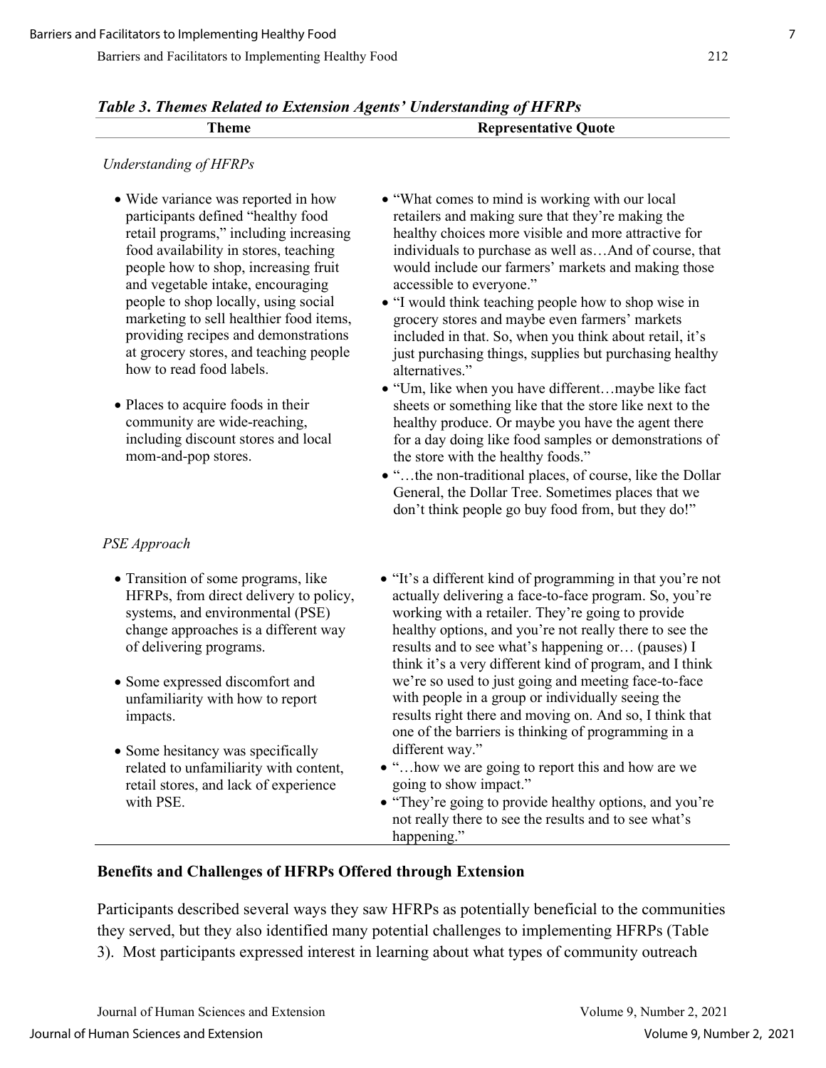*Table 3. Themes Related to Extension Agents' Understanding of HFRPs*

| Theme | Representative Quote |
|---|---|
| *Understanding of HFRPs* | |
| • Wide variance was reported in how participants defined "healthy food retail programs," including increasing food availability in stores, teaching people how to shop, increasing fruit and vegetable intake, encouraging people to shop locally, using social marketing to sell healthier food items, providing recipes and demonstrations at grocery stores, and teaching people how to read food labels.<br><br>• Places to acquire foods in their community are wide-reaching, including discount stores and local mom-and-pop stores. | • "What comes to mind is working with our local retailers and making sure that they're making the healthy choices more visible and more attractive for individuals to purchase as well as…And of course, that would include our farmers' markets and making those accessible to everyone."<br>• "I would think teaching people how to shop wise in grocery stores and maybe even farmers' markets included in that. So, when you think about retail, it's just purchasing things, supplies but purchasing healthy alternatives."<br>• "Um, like when you have different…maybe like fact sheets or something like that the store like next to the healthy produce. Or maybe you have the agent there for a day doing like food samples or demonstrations of the store with the healthy foods."<br>• "…the non-traditional places, of course, like the Dollar General, the Dollar Tree. Sometimes places that we don't think people go buy food from, but they do!" |
| *PSE Approach* | |
| • Transition of some programs, like HFRPs, from direct delivery to policy, systems, and environmental (PSE) change approaches is a different way of delivering programs.<br><br>• Some expressed discomfort and unfamiliarity with how to report impacts.<br><br>• Some hesitancy was specifically related to unfamiliarity with content, retail stores, and lack of experience with PSE. | • "It's a different kind of programming in that you're not actually delivering a face-to-face program. So, you're working with a retailer. They're going to provide healthy options, and you're not really there to see the results and to see what's happening or… (pauses) I think it's a very different kind of program, and I think we're so used to just going and meeting face-to-face with people in a group or individually seeing the results right there and moving on. And so, I think that one of the barriers is thinking of programming in a different way."<br>• "…how we are going to report this and how are we going to show impact."<br>• "They're going to provide healthy options, and you're not really there to see the results and to see what's happening." |

## Benefits and Challenges of HFRPs Offered through Extension

Participants described several ways they saw HFRPs as potentially beneficial to the communities they served, but they also identified many potential challenges to implementing HFRPs (Table 3). Most participants expressed interest in learning about what types of community outreach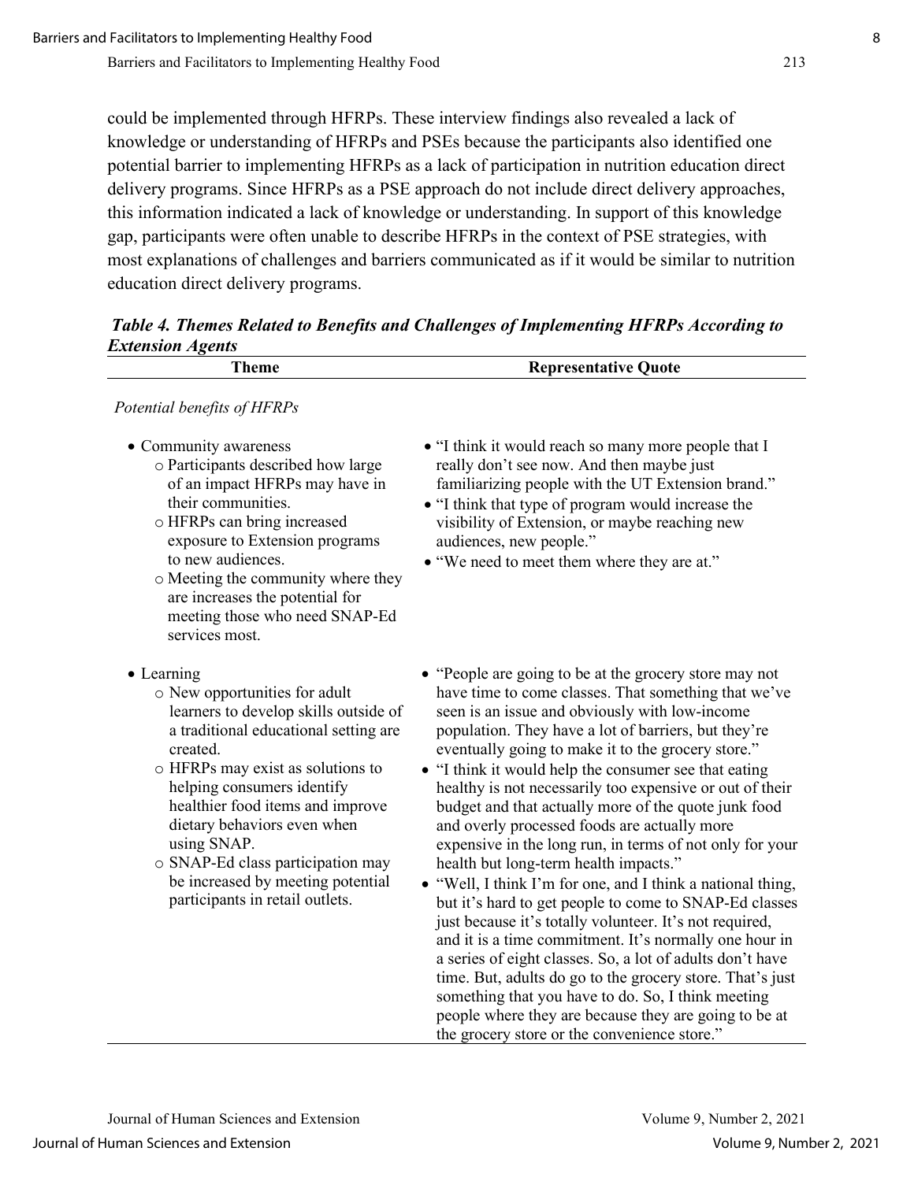could be implemented through HFRPs. These interview findings also revealed a lack of knowledge or understanding of HFRPs and PSEs because the participants also identified one potential barrier to implementing HFRPs as a lack of participation in nutrition education direct delivery programs. Since HFRPs as a PSE approach do not include direct delivery approaches, this information indicated a lack of knowledge or understanding. In support of this knowledge gap, participants were often unable to describe HFRPs in the context of PSE strategies, with most explanations of challenges and barriers communicated as if it would be similar to nutrition education direct delivery programs.

***Table 4. Themes Related to Benefits and Challenges of Implementing HFRPs According to Extension Agents***

| Theme | Representative Quote |
|---|---|
| *Potential benefits of HFRPs* | |
| • Community awareness<br>o Participants described how large of an impact HFRPs may have in their communities.<br>o HFRPs can bring increased exposure to Extension programs to new audiences.<br>o Meeting the community where they are increases the potential for meeting those who need SNAP-Ed services most. | • "I think it would reach so many more people that I really don't see now. And then maybe just familiarizing people with the UT Extension brand."<br>• "I think that type of program would increase the visibility of Extension, or maybe reaching new audiences, new people."<br>• "We need to meet them where they are at." |
| • Learning<br>o New opportunities for adult learners to develop skills outside of a traditional educational setting are created.<br>o HFRPs may exist as solutions to helping consumers identify healthier food items and improve dietary behaviors even when using SNAP.<br>o SNAP-Ed class participation may be increased by meeting potential participants in retail outlets. | • "People are going to be at the grocery store may not have time to come classes. That something that we've seen is an issue and obviously with low-income population. They have a lot of barriers, but they're eventually going to make it to the grocery store."<br>• "I think it would help the consumer see that eating healthy is not necessarily too expensive or out of their budget and that actually more of the quote junk food and overly processed foods are actually more expensive in the long run, in terms of not only for your health but long-term health impacts."<br>• "Well, I think I'm for one, and I think a national thing, but it's hard to get people to come to SNAP-Ed classes just because it's totally volunteer. It's not required, and it is a time commitment. It's normally one hour in a series of eight classes. So, a lot of adults don't have time. But, adults do go to the grocery store. That's just something that you have to do. So, I think meeting people where they are because they are going to be at the grocery store or the convenience store." |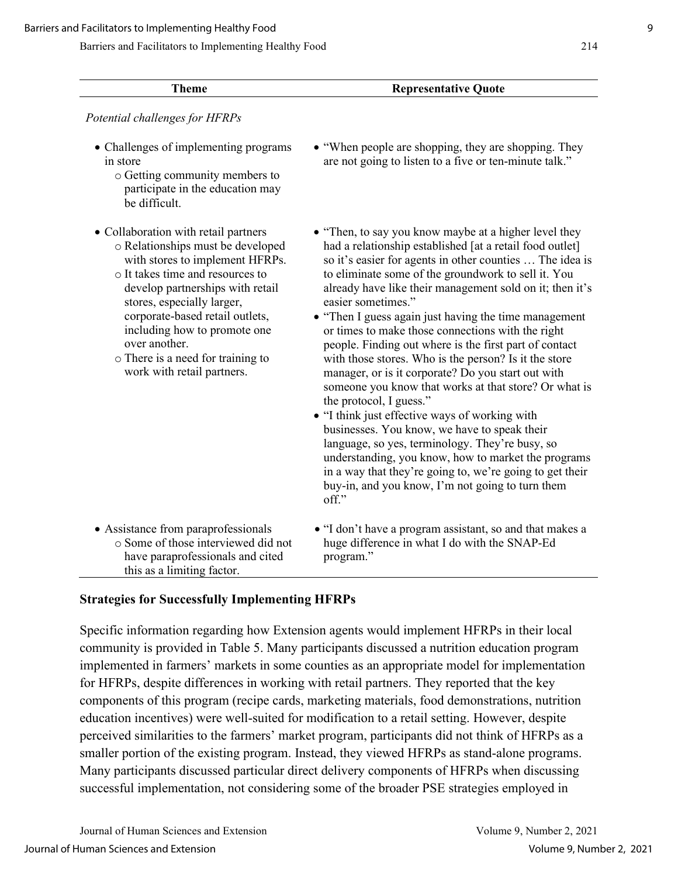| Theme | Representative Quote |
|---|---|
| *Potential challenges for HFRPs* | |
| • Challenges of implementing programs in store<br>o Getting community members to participate in the education may be difficult. | • "When people are shopping, they are shopping. They are not going to listen to a five or ten-minute talk." |
| • Collaboration with retail partners<br>o Relationships must be developed with stores to implement HFRPs.<br>o It takes time and resources to develop partnerships with retail stores, especially larger, corporate-based retail outlets, including how to promote one over another.<br>o There is a need for training to work with retail partners. | • "Then, to say you know maybe at a higher level they had a relationship established [at a retail food outlet] so it's easier for agents in other counties … The idea is to eliminate some of the groundwork to sell it. You already have like their management sold on it; then it's easier sometimes."<br>• "Then I guess again just having the time management or times to make those connections with the right people. Finding out where is the first part of contact with those stores. Who is the person? Is it the store manager, or is it corporate? Do you start out with someone you know that works at that store? Or what is the protocol, I guess."<br>• "I think just effective ways of working with businesses. You know, we have to speak their language, so yes, terminology. They're busy, so understanding, you know, how to market the programs in a way that they're going to, we're going to get their buy-in, and you know, I'm not going to turn them off." |
| • Assistance from paraprofessionals<br>o Some of those interviewed did not have paraprofessionals and cited this as a limiting factor. | • "I don't have a program assistant, so and that makes a huge difference in what I do with the SNAP-Ed program." |

## Strategies for Successfully Implementing HFRPs

Specific information regarding how Extension agents would implement HFRPs in their local community is provided in Table 5. Many participants discussed a nutrition education program implemented in farmers' markets in some counties as an appropriate model for implementation for HFRPs, despite differences in working with retail partners. They reported that the key components of this program (recipe cards, marketing materials, food demonstrations, nutrition education incentives) were well-suited for modification to a retail setting. However, despite perceived similarities to the farmers' market program, participants did not think of HFRPs as a smaller portion of the existing program. Instead, they viewed HFRPs as stand-alone programs. Many participants discussed particular direct delivery components of HFRPs when discussing successful implementation, not considering some of the broader PSE strategies employed in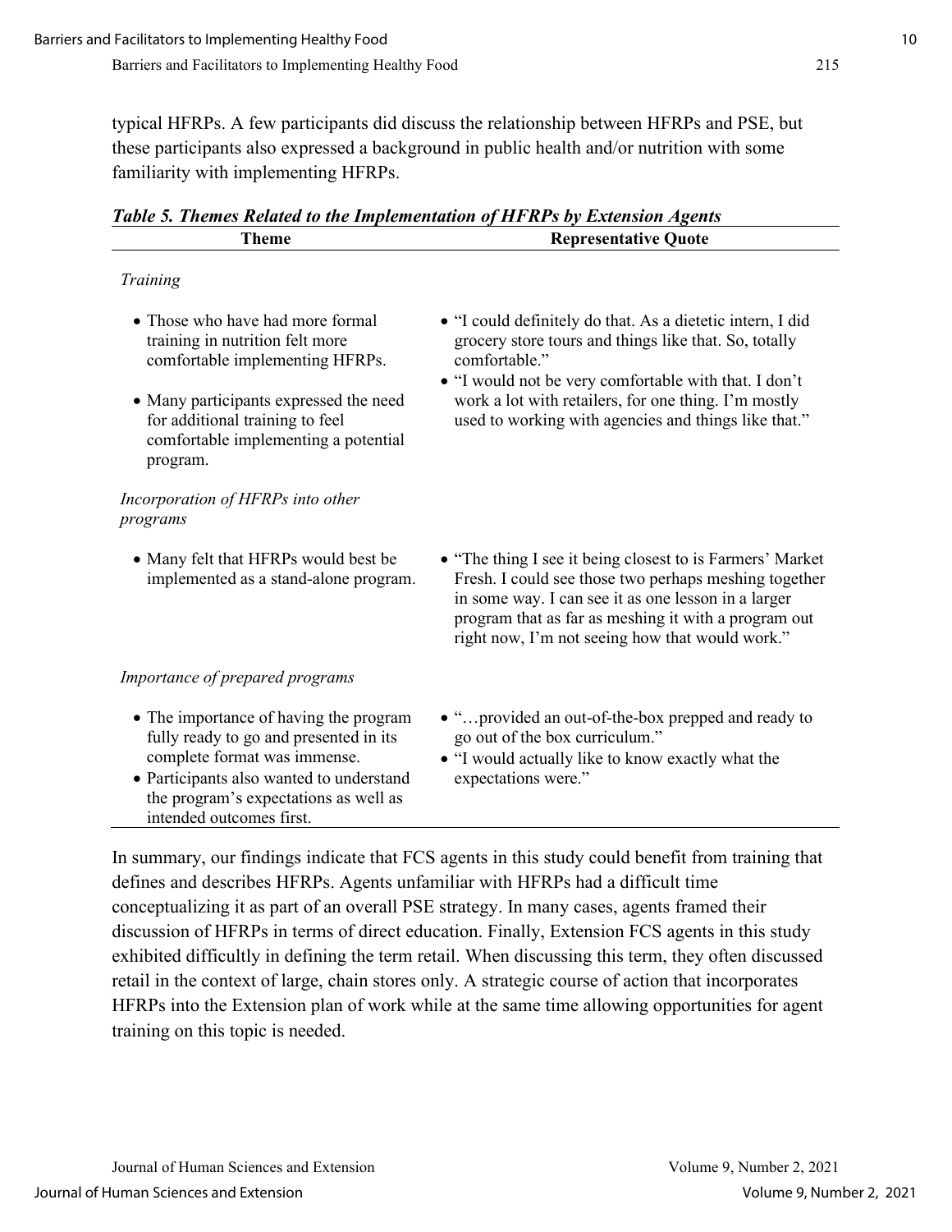typical HFRPs. A few participants did discuss the relationship between HFRPs and PSE, but these participants also expressed a background in public health and/or nutrition with some familiarity with implementing HFRPs.

***Table 5. Themes Related to the Implementation of HFRPs by Extension Agents***

| Theme | Representative Quote |
|---|---|
| *Training* | |
| • Those who have had more formal training in nutrition felt more comfortable implementing HFRPs.<br>• Many participants expressed the need for additional training to feel comfortable implementing a potential program. | • "I could definitely do that. As a dietetic intern, I did grocery store tours and things like that. So, totally comfortable."<br>• "I would not be very comfortable with that. I don't work a lot with retailers, for one thing. I'm mostly used to working with agencies and things like that." |
| *Incorporation of HFRPs into other programs* | |
| • Many felt that HFRPs would best be implemented as a stand-alone program. | • "The thing I see it being closest to is Farmers' Market Fresh. I could see those two perhaps meshing together in some way. I can see it as one lesson in a larger program that as far as meshing it with a program out right now, I'm not seeing how that would work." |
| *Importance of prepared programs* | |
| • The importance of having the program fully ready to go and presented in its complete format was immense.<br>• Participants also wanted to understand the program's expectations as well as intended outcomes first. | • "…provided an out-of-the-box prepped and ready to go out of the box curriculum."<br>• "I would actually like to know exactly what the expectations were." |

In summary, our findings indicate that FCS agents in this study could benefit from training that defines and describes HFRPs. Agents unfamiliar with HFRPs had a difficult time conceptualizing it as part of an overall PSE strategy. In many cases, agents framed their discussion of HFRPs in terms of direct education. Finally, Extension FCS agents in this study exhibited difficultly in defining the term retail. When discussing this term, they often discussed retail in the context of large, chain stores only. A strategic course of action that incorporates HFRPs into the Extension plan of work while at the same time allowing opportunities for agent training on this topic is needed.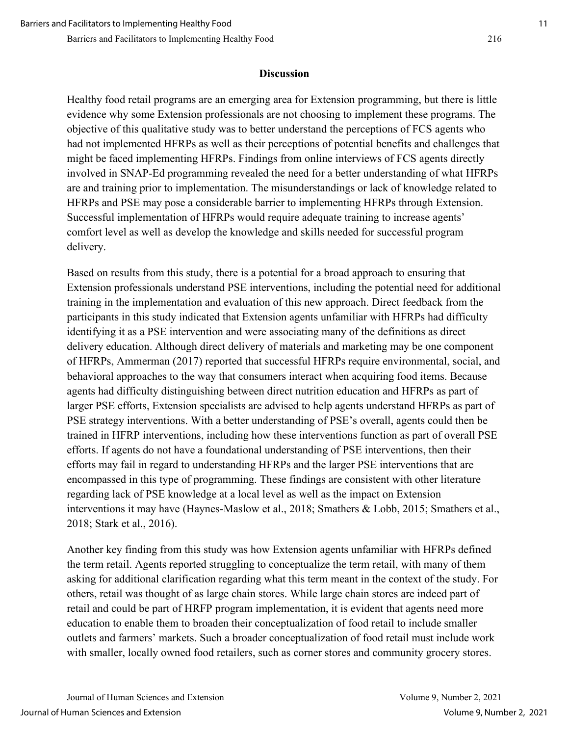## Discussion

Healthy food retail programs are an emerging area for Extension programming, but there is little evidence why some Extension professionals are not choosing to implement these programs. The objective of this qualitative study was to better understand the perceptions of FCS agents who had not implemented HFRPs as well as their perceptions of potential benefits and challenges that might be faced implementing HFRPs. Findings from online interviews of FCS agents directly involved in SNAP-Ed programming revealed the need for a better understanding of what HFRPs are and training prior to implementation. The misunderstandings or lack of knowledge related to HFRPs and PSE may pose a considerable barrier to implementing HFRPs through Extension. Successful implementation of HFRPs would require adequate training to increase agents' comfort level as well as develop the knowledge and skills needed for successful program delivery.

Based on results from this study, there is a potential for a broad approach to ensuring that Extension professionals understand PSE interventions, including the potential need for additional training in the implementation and evaluation of this new approach. Direct feedback from the participants in this study indicated that Extension agents unfamiliar with HFRPs had difficulty identifying it as a PSE intervention and were associating many of the definitions as direct delivery education. Although direct delivery of materials and marketing may be one component of HFRPs, Ammerman (2017) reported that successful HFRPs require environmental, social, and behavioral approaches to the way that consumers interact when acquiring food items. Because agents had difficulty distinguishing between direct nutrition education and HFRPs as part of larger PSE efforts, Extension specialists are advised to help agents understand HFRPs as part of PSE strategy interventions. With a better understanding of PSE's overall, agents could then be trained in HFRP interventions, including how these interventions function as part of overall PSE efforts. If agents do not have a foundational understanding of PSE interventions, then their efforts may fail in regard to understanding HFRPs and the larger PSE interventions that are encompassed in this type of programming. These findings are consistent with other literature regarding lack of PSE knowledge at a local level as well as the impact on Extension interventions it may have (Haynes-Maslow et al., 2018; Smathers & Lobb, 2015; Smathers et al., 2018; Stark et al., 2016).

Another key finding from this study was how Extension agents unfamiliar with HFRPs defined the term retail. Agents reported struggling to conceptualize the term retail, with many of them asking for additional clarification regarding what this term meant in the context of the study. For others, retail was thought of as large chain stores. While large chain stores are indeed part of retail and could be part of HRFP program implementation, it is evident that agents need more education to enable them to broaden their conceptualization of food retail to include smaller outlets and farmers' markets. Such a broader conceptualization of food retail must include work with smaller, locally owned food retailers, such as corner stores and community grocery stores.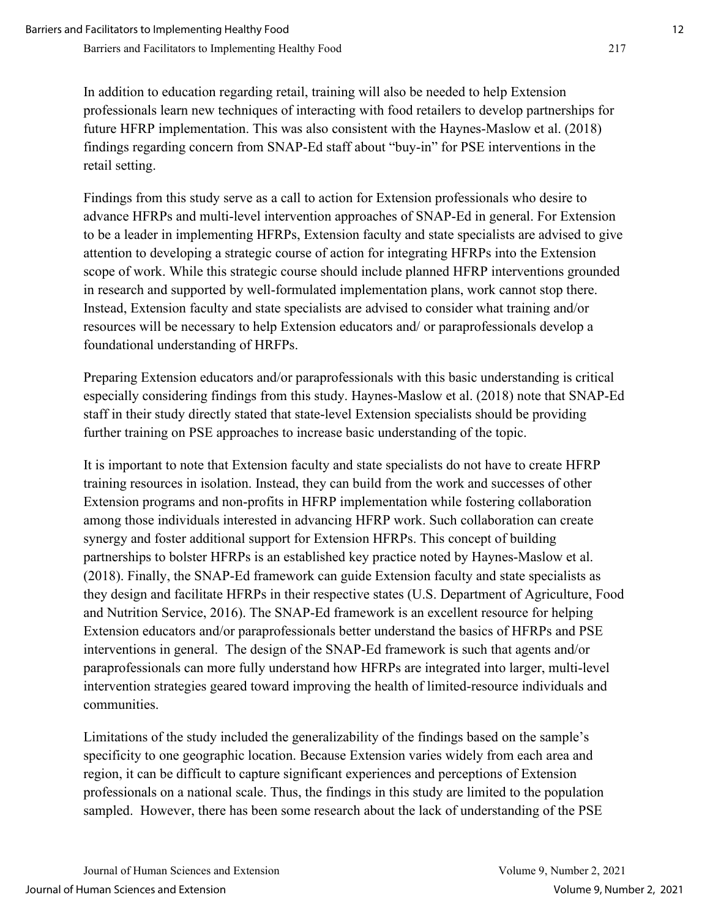In addition to education regarding retail, training will also be needed to help Extension professionals learn new techniques of interacting with food retailers to develop partnerships for future HFRP implementation. This was also consistent with the Haynes-Maslow et al. (2018) findings regarding concern from SNAP-Ed staff about "buy-in" for PSE interventions in the retail setting.

Findings from this study serve as a call to action for Extension professionals who desire to advance HFRPs and multi-level intervention approaches of SNAP-Ed in general. For Extension to be a leader in implementing HFRPs, Extension faculty and state specialists are advised to give attention to developing a strategic course of action for integrating HFRPs into the Extension scope of work. While this strategic course should include planned HFRP interventions grounded in research and supported by well-formulated implementation plans, work cannot stop there. Instead, Extension faculty and state specialists are advised to consider what training and/or resources will be necessary to help Extension educators and/ or paraprofessionals develop a foundational understanding of HRFPs.

Preparing Extension educators and/or paraprofessionals with this basic understanding is critical especially considering findings from this study. Haynes-Maslow et al. (2018) note that SNAP-Ed staff in their study directly stated that state-level Extension specialists should be providing further training on PSE approaches to increase basic understanding of the topic.

It is important to note that Extension faculty and state specialists do not have to create HFRP training resources in isolation. Instead, they can build from the work and successes of other Extension programs and non-profits in HFRP implementation while fostering collaboration among those individuals interested in advancing HFRP work. Such collaboration can create synergy and foster additional support for Extension HFRPs. This concept of building partnerships to bolster HFRPs is an established key practice noted by Haynes-Maslow et al. (2018). Finally, the SNAP-Ed framework can guide Extension faculty and state specialists as they design and facilitate HFRPs in their respective states (U.S. Department of Agriculture, Food and Nutrition Service, 2016). The SNAP-Ed framework is an excellent resource for helping Extension educators and/or paraprofessionals better understand the basics of HFRPs and PSE interventions in general. The design of the SNAP-Ed framework is such that agents and/or paraprofessionals can more fully understand how HFRPs are integrated into larger, multi-level intervention strategies geared toward improving the health of limited-resource individuals and communities.

Limitations of the study included the generalizability of the findings based on the sample's specificity to one geographic location. Because Extension varies widely from each area and region, it can be difficult to capture significant experiences and perceptions of Extension professionals on a national scale. Thus, the findings in this study are limited to the population sampled. However, there has been some research about the lack of understanding of the PSE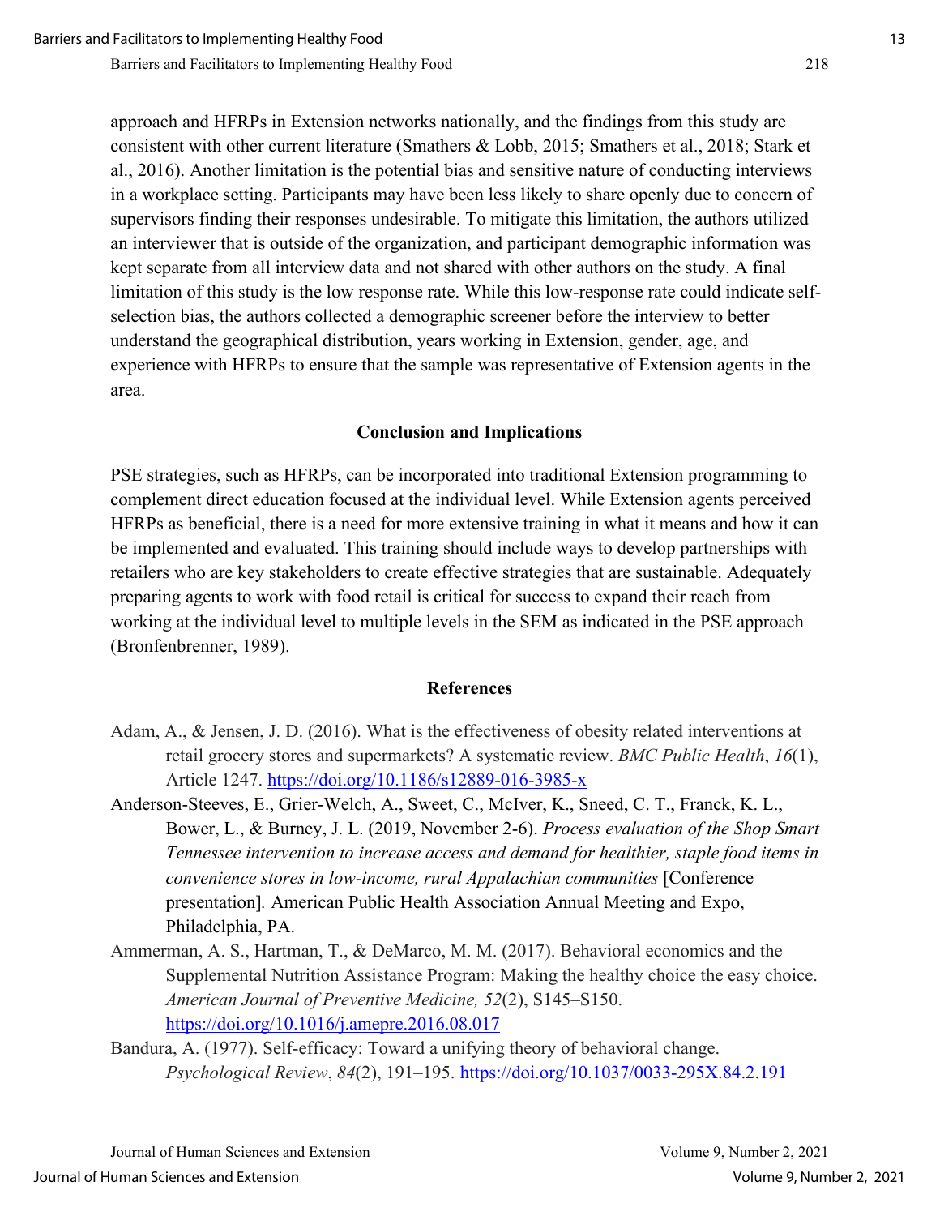approach and HFRPs in Extension networks nationally, and the findings from this study are consistent with other current literature (Smathers & Lobb, 2015; Smathers et al., 2018; Stark et al., 2016). Another limitation is the potential bias and sensitive nature of conducting interviews in a workplace setting. Participants may have been less likely to share openly due to concern of supervisors finding their responses undesirable. To mitigate this limitation, the authors utilized an interviewer that is outside of the organization, and participant demographic information was kept separate from all interview data and not shared with other authors on the study. A final limitation of this study is the low response rate. While this low-response rate could indicate self-selection bias, the authors collected a demographic screener before the interview to better understand the geographical distribution, years working in Extension, gender, age, and experience with HFRPs to ensure that the sample was representative of Extension agents in the area.

## Conclusion and Implications

PSE strategies, such as HFRPs, can be incorporated into traditional Extension programming to complement direct education focused at the individual level. While Extension agents perceived HFRPs as beneficial, there is a need for more extensive training in what it means and how it can be implemented and evaluated. This training should include ways to develop partnerships with retailers who are key stakeholders to create effective strategies that are sustainable. Adequately preparing agents to work with food retail is critical for success to expand their reach from working at the individual level to multiple levels in the SEM as indicated in the PSE approach (Bronfenbrenner, 1989).

## References

Adam, A., & Jensen, J. D. (2016). What is the effectiveness of obesity related interventions at retail grocery stores and supermarkets? A systematic review. *BMC Public Health*, *16*(1), Article 1247. https://doi.org/10.1186/s12889-016-3985-x

Anderson-Steeves, E., Grier-Welch, A., Sweet, C., McIver, K., Sneed, C. T., Franck, K. L., Bower, L., & Burney, J. L. (2019, November 2-6). *Process evaluation of the Shop Smart Tennessee intervention to increase access and demand for healthier, staple food items in convenience stores in low-income, rural Appalachian communities* [Conference presentation]. American Public Health Association Annual Meeting and Expo, Philadelphia, PA.

Ammerman, A. S., Hartman, T., & DeMarco, M. M. (2017). Behavioral economics and the Supplemental Nutrition Assistance Program: Making the healthy choice the easy choice. *American Journal of Preventive Medicine, 52*(2), S145–S150. https://doi.org/10.1016/j.amepre.2016.08.017

Bandura, A. (1977). Self-efficacy: Toward a unifying theory of behavioral change. *Psychological Review*, *84*(2), 191–195. https://doi.org/10.1037/0033-295X.84.2.191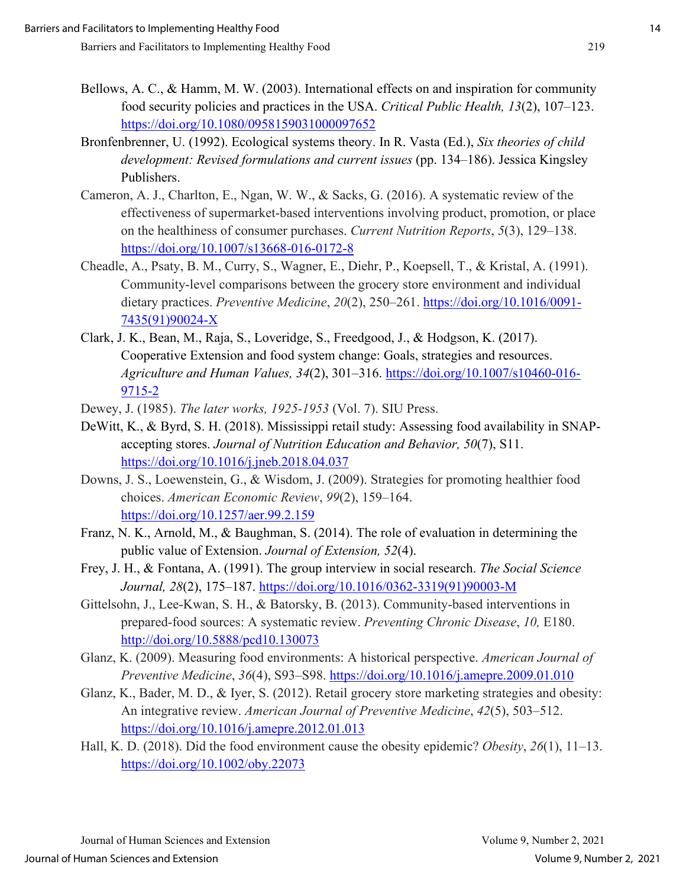Bellows, A. C., & Hamm, M. W. (2003). International effects on and inspiration for community food security policies and practices in the USA. *Critical Public Health, 13*(2), 107–123. https://doi.org/10.1080/0958159031000097652

Bronfenbrenner, U. (1992). Ecological systems theory. In R. Vasta (Ed.), *Six theories of child development: Revised formulations and current issues* (pp. 134–186). Jessica Kingsley Publishers.

Cameron, A. J., Charlton, E., Ngan, W. W., & Sacks, G. (2016). A systematic review of the effectiveness of supermarket-based interventions involving product, promotion, or place on the healthiness of consumer purchases. *Current Nutrition Reports*, *5*(3), 129–138. https://doi.org/10.1007/s13668-016-0172-8

Cheadle, A., Psaty, B. M., Curry, S., Wagner, E., Diehr, P., Koepsell, T., & Kristal, A. (1991). Community-level comparisons between the grocery store environment and individual dietary practices. *Preventive Medicine*, *20*(2), 250–261. https://doi.org/10.1016/0091-7435(91)90024-X

Clark, J. K., Bean, M., Raja, S., Loveridge, S., Freedgood, J., & Hodgson, K. (2017). Cooperative Extension and food system change: Goals, strategies and resources. *Agriculture and Human Values, 34*(2), 301–316. https://doi.org/10.1007/s10460-016-9715-2

Dewey, J. (1985). *The later works, 1925-1953* (Vol. 7). SIU Press.

DeWitt, K., & Byrd, S. H. (2018). Mississippi retail study: Assessing food availability in SNAP-accepting stores. *Journal of Nutrition Education and Behavior, 50*(7), S11. https://doi.org/10.1016/j.jneb.2018.04.037

Downs, J. S., Loewenstein, G., & Wisdom, J. (2009). Strategies for promoting healthier food choices. *American Economic Review*, *99*(2), 159–164. https://doi.org/10.1257/aer.99.2.159

Franz, N. K., Arnold, M., & Baughman, S. (2014). The role of evaluation in determining the public value of Extension. *Journal of Extension, 52*(4).

Frey, J. H., & Fontana, A. (1991). The group interview in social research. *The Social Science Journal, 28*(2), 175–187. https://doi.org/10.1016/0362-3319(91)90003-M

Gittelsohn, J., Lee-Kwan, S. H., & Batorsky, B. (2013). Community-based interventions in prepared-food sources: A systematic review. *Preventing Chronic Disease*, *10,* E180. http://doi.org/10.5888/pcd10.130073

Glanz, K. (2009). Measuring food environments: A historical perspective. *American Journal of Preventive Medicine*, *36*(4), S93–S98. https://doi.org/10.1016/j.amepre.2009.01.010

Glanz, K., Bader, M. D., & Iyer, S. (2012). Retail grocery store marketing strategies and obesity: An integrative review. *American Journal of Preventive Medicine*, *42*(5), 503–512. https://doi.org/10.1016/j.amepre.2012.01.013

Hall, K. D. (2018). Did the food environment cause the obesity epidemic? *Obesity*, *26*(1), 11–13. https://doi.org/10.1002/oby.22073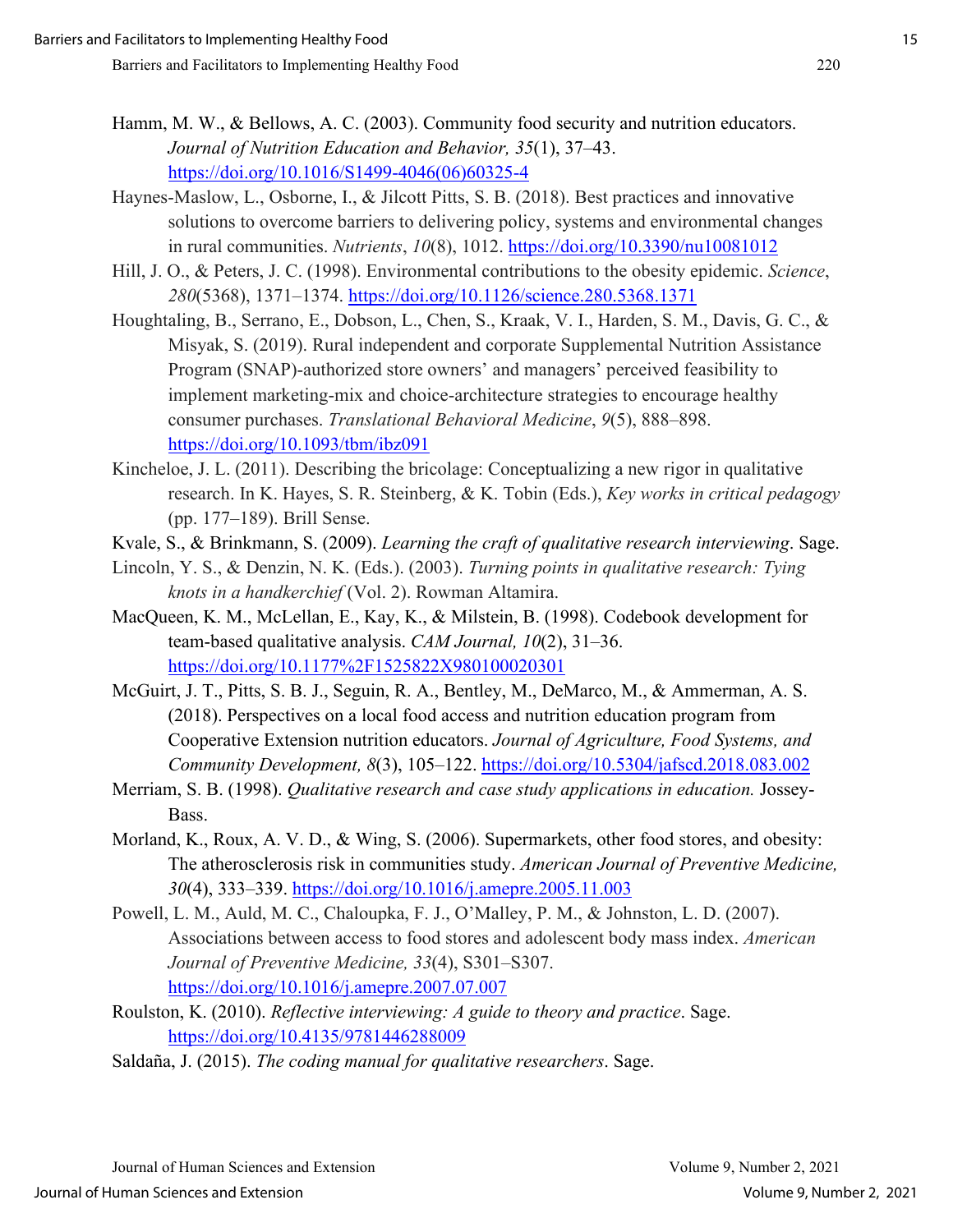Hamm, M. W., & Bellows, A. C. (2003). Community food security and nutrition educators. *Journal of Nutrition Education and Behavior, 35*(1), 37–43. https://doi.org/10.1016/S1499-4046(06)60325-4

Haynes-Maslow, L., Osborne, I., & Jilcott Pitts, S. B. (2018). Best practices and innovative solutions to overcome barriers to delivering policy, systems and environmental changes in rural communities. *Nutrients*, *10*(8), 1012. https://doi.org/10.3390/nu10081012

Hill, J. O., & Peters, J. C. (1998). Environmental contributions to the obesity epidemic. *Science*, *280*(5368), 1371–1374. https://doi.org/10.1126/science.280.5368.1371

Houghtaling, B., Serrano, E., Dobson, L., Chen, S., Kraak, V. I., Harden, S. M., Davis, G. C., & Misyak, S. (2019). Rural independent and corporate Supplemental Nutrition Assistance Program (SNAP)-authorized store owners' and managers' perceived feasibility to implement marketing-mix and choice-architecture strategies to encourage healthy consumer purchases. *Translational Behavioral Medicine*, *9*(5), 888–898. https://doi.org/10.1093/tbm/ibz091

Kincheloe, J. L. (2011). Describing the bricolage: Conceptualizing a new rigor in qualitative research. In K. Hayes, S. R. Steinberg, & K. Tobin (Eds.), *Key works in critical pedagogy* (pp. 177–189). Brill Sense.

Kvale, S., & Brinkmann, S. (2009). *Learning the craft of qualitative research interviewing*. Sage.

Lincoln, Y. S., & Denzin, N. K. (Eds.). (2003). *Turning points in qualitative research: Tying knots in a handkerchief* (Vol. 2). Rowman Altamira.

MacQueen, K. M., McLellan, E., Kay, K., & Milstein, B. (1998). Codebook development for team-based qualitative analysis. *CAM Journal, 10*(2), 31–36. https://doi.org/10.1177%2F1525822X980100020301

McGuirt, J. T., Pitts, S. B. J., Seguin, R. A., Bentley, M., DeMarco, M., & Ammerman, A. S. (2018). Perspectives on a local food access and nutrition education program from Cooperative Extension nutrition educators. *Journal of Agriculture, Food Systems, and Community Development, 8*(3), 105–122. https://doi.org/10.5304/jafscd.2018.083.002

Merriam, S. B. (1998). *Qualitative research and case study applications in education.* Jossey-Bass.

Morland, K., Roux, A. V. D., & Wing, S. (2006). Supermarkets, other food stores, and obesity: The atherosclerosis risk in communities study. *American Journal of Preventive Medicine, 30*(4), 333–339. https://doi.org/10.1016/j.amepre.2005.11.003

Powell, L. M., Auld, M. C., Chaloupka, F. J., O'Malley, P. M., & Johnston, L. D. (2007). Associations between access to food stores and adolescent body mass index. *American Journal of Preventive Medicine, 33*(4), S301–S307. https://doi.org/10.1016/j.amepre.2007.07.007

Roulston, K. (2010). *Reflective interviewing: A guide to theory and practice*. Sage. https://doi.org/10.4135/9781446288009

Saldaña, J. (2015). *The coding manual for qualitative researchers*. Sage.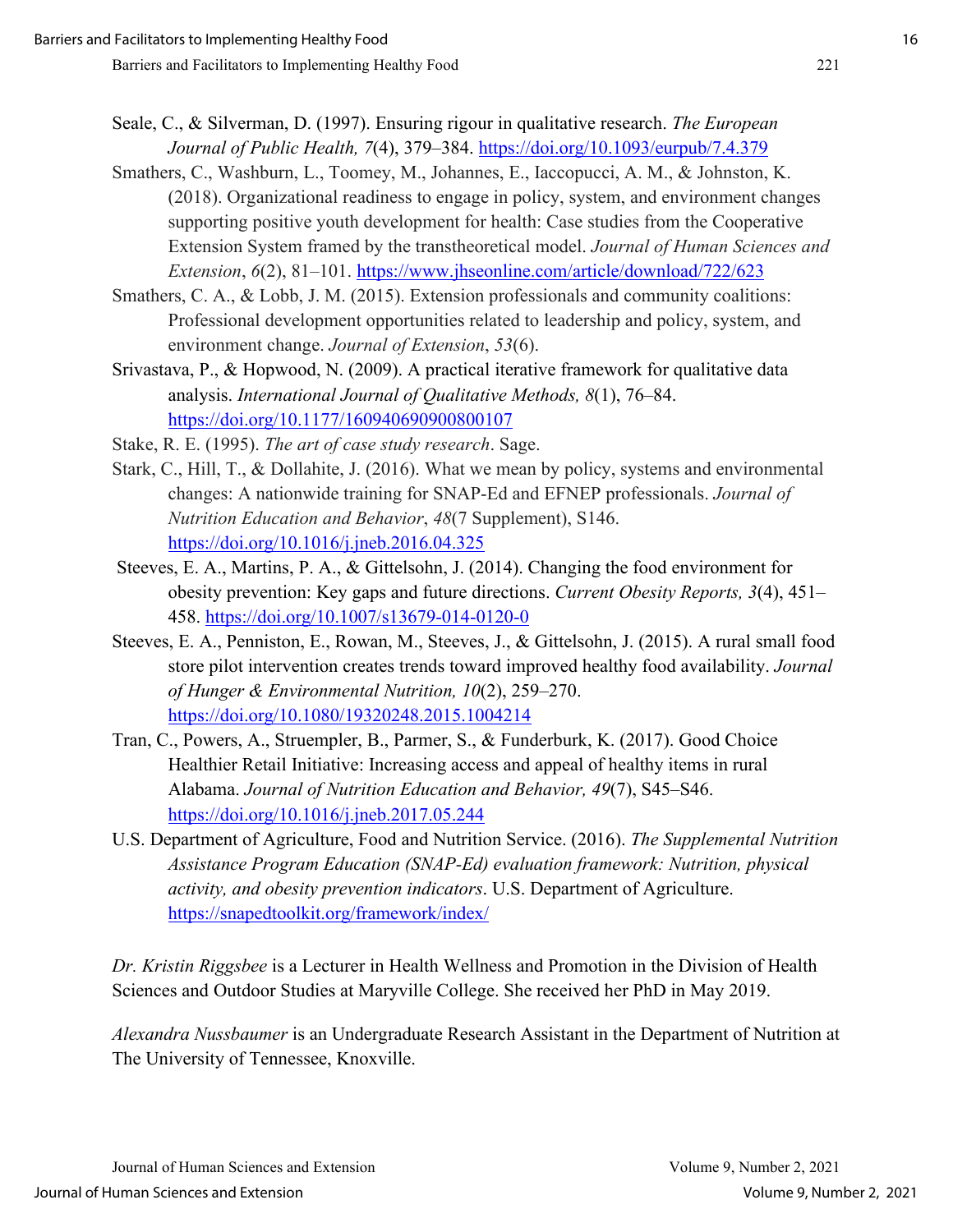Seale, C., & Silverman, D. (1997). Ensuring rigour in qualitative research. *The European Journal of Public Health, 7*(4), 379–384. https://doi.org/10.1093/eurpub/7.4.379

Smathers, C., Washburn, L., Toomey, M., Johannes, E., Iaccopucci, A. M., & Johnston, K. (2018). Organizational readiness to engage in policy, system, and environment changes supporting positive youth development for health: Case studies from the Cooperative Extension System framed by the transtheoretical model. *Journal of Human Sciences and Extension*, *6*(2), 81–101. https://www.jhseonline.com/article/download/722/623

Smathers, C. A., & Lobb, J. M. (2015). Extension professionals and community coalitions: Professional development opportunities related to leadership and policy, system, and environment change. *Journal of Extension*, *53*(6).

Srivastava, P., & Hopwood, N. (2009). A practical iterative framework for qualitative data analysis. *International Journal of Qualitative Methods, 8*(1), 76–84. https://doi.org/10.1177/160940690900800107

Stake, R. E. (1995). *The art of case study research*. Sage.

Stark, C., Hill, T., & Dollahite, J. (2016). What we mean by policy, systems and environmental changes: A nationwide training for SNAP-Ed and EFNEP professionals. *Journal of Nutrition Education and Behavior*, *48*(7 Supplement), S146. https://doi.org/10.1016/j.jneb.2016.04.325

Steeves, E. A., Martins, P. A., & Gittelsohn, J. (2014). Changing the food environment for obesity prevention: Key gaps and future directions. *Current Obesity Reports, 3*(4), 451–458. https://doi.org/10.1007/s13679-014-0120-0

Steeves, E. A., Penniston, E., Rowan, M., Steeves, J., & Gittelsohn, J. (2015). A rural small food store pilot intervention creates trends toward improved healthy food availability. *Journal of Hunger & Environmental Nutrition, 10*(2), 259–270. https://doi.org/10.1080/19320248.2015.1004214

Tran, C., Powers, A., Struempler, B., Parmer, S., & Funderburk, K. (2017). Good Choice Healthier Retail Initiative: Increasing access and appeal of healthy items in rural Alabama. *Journal of Nutrition Education and Behavior, 49*(7), S45–S46. https://doi.org/10.1016/j.jneb.2017.05.244

U.S. Department of Agriculture, Food and Nutrition Service. (2016). *The Supplemental Nutrition Assistance Program Education (SNAP-Ed) evaluation framework: Nutrition, physical activity, and obesity prevention indicators*. U.S. Department of Agriculture. https://snapedtoolkit.org/framework/index/

*Dr. Kristin Riggsbee* is a Lecturer in Health Wellness and Promotion in the Division of Health Sciences and Outdoor Studies at Maryville College. She received her PhD in May 2019.

*Alexandra Nussbaumer* is an Undergraduate Research Assistant in the Department of Nutrition at The University of Tennessee, Knoxville.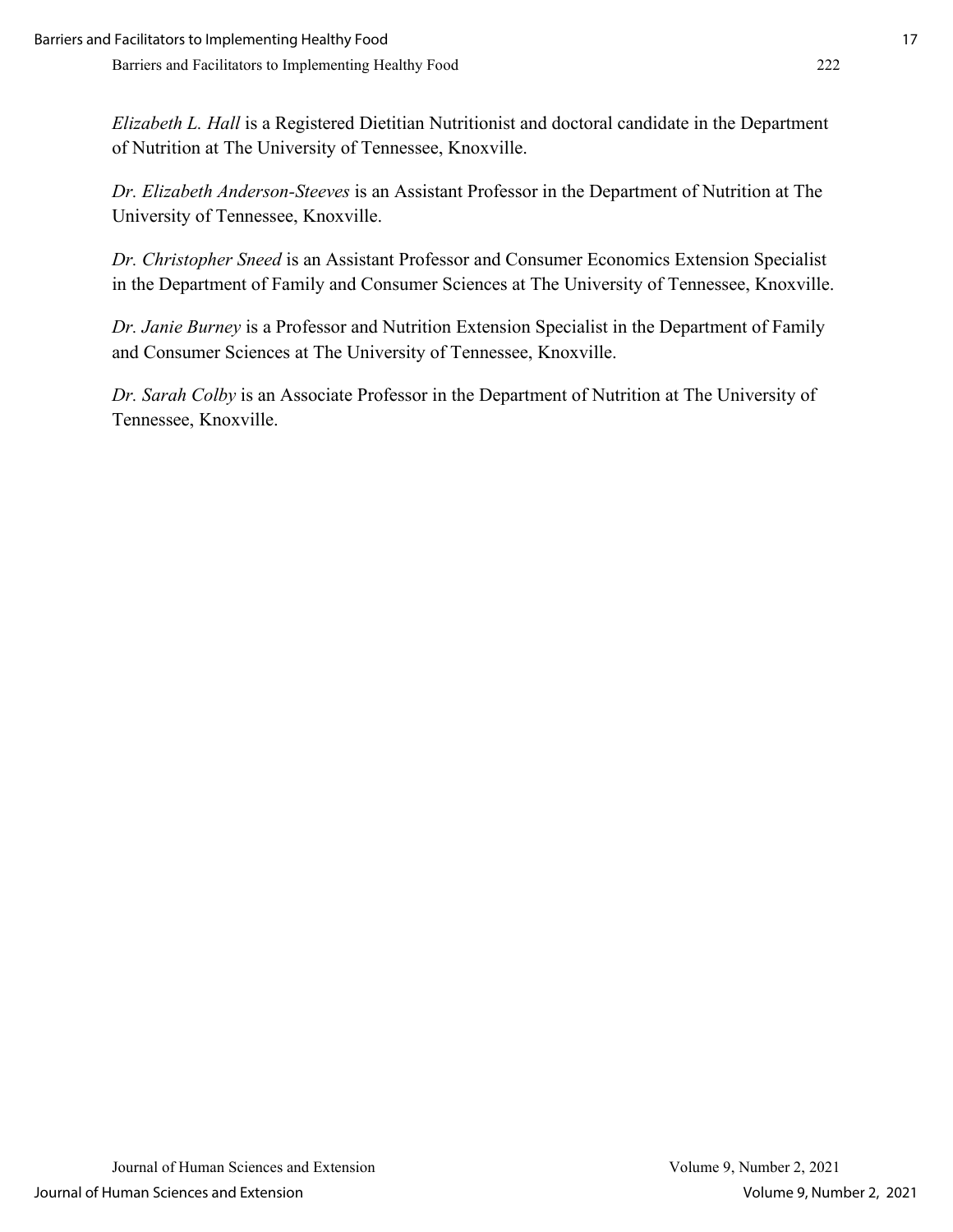*Elizabeth L. Hall* is a Registered Dietitian Nutritionist and doctoral candidate in the Department of Nutrition at The University of Tennessee, Knoxville.

*Dr. Elizabeth Anderson-Steeves* is an Assistant Professor in the Department of Nutrition at The University of Tennessee, Knoxville.

*Dr. Christopher Sneed* is an Assistant Professor and Consumer Economics Extension Specialist in the Department of Family and Consumer Sciences at The University of Tennessee, Knoxville.

*Dr. Janie Burney* is a Professor and Nutrition Extension Specialist in the Department of Family and Consumer Sciences at The University of Tennessee, Knoxville.

*Dr. Sarah Colby* is an Associate Professor in the Department of Nutrition at The University of Tennessee, Knoxville.